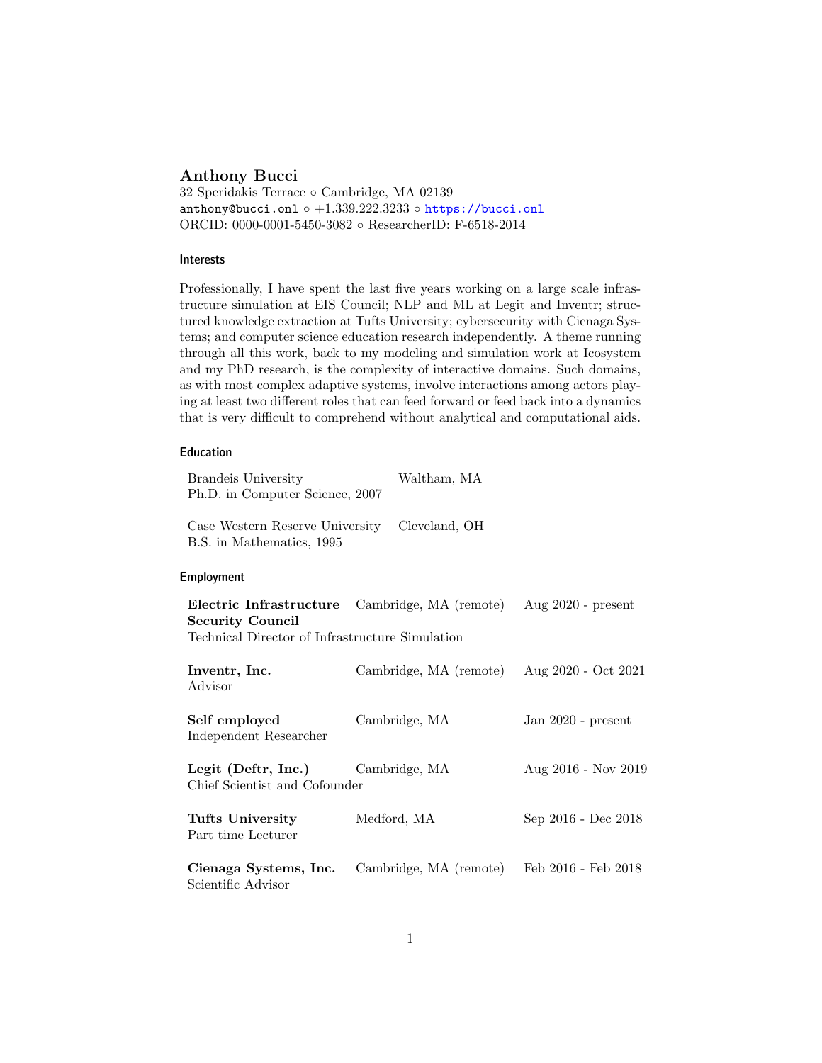# Anthony Bucci

32 Speridakis Terrace ◦ Cambridge, MA 02139
anthony@bucci.onl ◦ +1.339.222.3233 ◦ https://bucci.onl
ORCID: 0000-0001-5450-3082 ◦ ResearcherID: F-6518-2014

## Interests

Professionally, I have spent the last five years working on a large scale infrastructure simulation at EIS Council; NLP and ML at Legit and Inventr; structured knowledge extraction at Tufts University; cybersecurity with Cienaga Systems; and computer science education research independently. A theme running through all this work, back to my modeling and simulation work at Icosystem and my PhD research, is the complexity of interactive domains. Such domains, as with most complex adaptive systems, involve interactions among actors playing at least two different roles that can feed forward or feed back into a dynamics that is very difficult to comprehend without analytical and computational aids.

## Education

| | |
|---|---|
| Brandeis University<br>Ph.D. in Computer Science, 2007 | Waltham, MA |
| Case Western Reserve University<br>B.S. in Mathematics, 1995 | Cleveland, OH |

## Employment

| | | |
|---|---|---|
| **Electric Infrastructure Security Council**<br>Technical Director of Infrastructure Simulation | Cambridge, MA (remote) | Aug 2020 - present |
| **Inventr, Inc.**<br>Advisor | Cambridge, MA (remote) | Aug 2020 - Oct 2021 |
| **Self employed**<br>Independent Researcher | Cambridge, MA | Jan 2020 - present |
| **Legit (Deftr, Inc.)**<br>Chief Scientist and Cofounder | Cambridge, MA | Aug 2016 - Nov 2019 |
| **Tufts University**<br>Part time Lecturer | Medford, MA | Sep 2016 - Dec 2018 |
| **Cienaga Systems, Inc.**<br>Scientific Advisor | Cambridge, MA (remote) | Feb 2016 - Feb 2018 |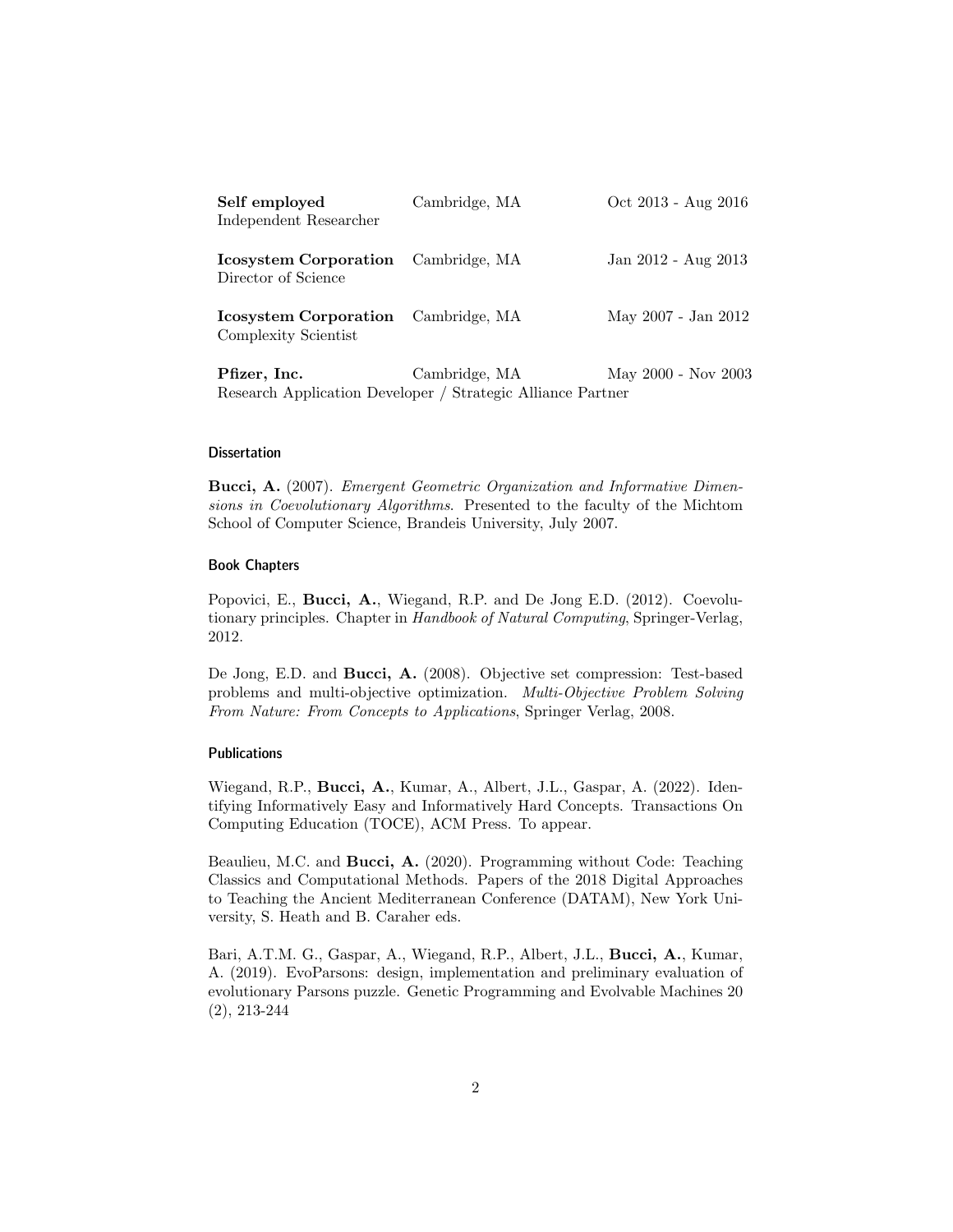**Self employed** Cambridge, MA Oct 2013 - Aug 2016
Independent Researcher

**Icosystem Corporation** Cambridge, MA Jan 2012 - Aug 2013
Director of Science

**Icosystem Corporation** Cambridge, MA May 2007 - Jan 2012
Complexity Scientist

**Pfizer, Inc.** Cambridge, MA May 2000 - Nov 2003
Research Application Developer / Strategic Alliance Partner

### Dissertation

**Bucci, A.** (2007). *Emergent Geometric Organization and Informative Dimensions in Coevolutionary Algorithms*. Presented to the faculty of the Michtom School of Computer Science, Brandeis University, July 2007.

### Book Chapters

Popovici, E., **Bucci, A.**, Wiegand, R.P. and De Jong E.D. (2012). Coevolutionary principles. Chapter in *Handbook of Natural Computing*, Springer-Verlag, 2012.

De Jong, E.D. and **Bucci, A.** (2008). Objective set compression: Test-based problems and multi-objective optimization. *Multi-Objective Problem Solving From Nature: From Concepts to Applications*, Springer Verlag, 2008.

### Publications

Wiegand, R.P., **Bucci, A.**, Kumar, A., Albert, J.L., Gaspar, A. (2022). Identifying Informatively Easy and Informatively Hard Concepts. Transactions On Computing Education (TOCE), ACM Press. To appear.

Beaulieu, M.C. and **Bucci, A.** (2020). Programming without Code: Teaching Classics and Computational Methods. Papers of the 2018 Digital Approaches to Teaching the Ancient Mediterranean Conference (DATAM), New York University, S. Heath and B. Caraher eds.

Bari, A.T.M. G., Gaspar, A., Wiegand, R.P., Albert, J.L., **Bucci, A.**, Kumar, A. (2019). EvoParsons: design, implementation and preliminary evaluation of evolutionary Parsons puzzle. Genetic Programming and Evolvable Machines 20 (2), 213-244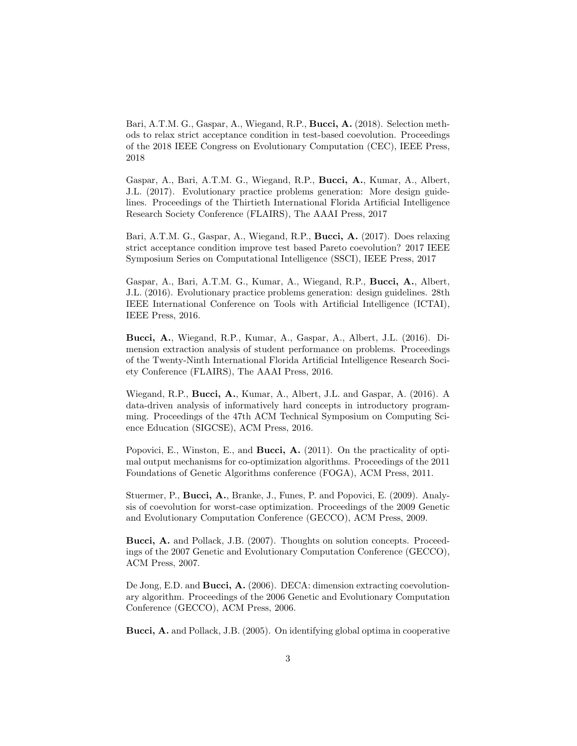Bari, A.T.M. G., Gaspar, A., Wiegand, R.P., **Bucci, A.** (2018). Selection methods to relax strict acceptance condition in test-based coevolution. Proceedings of the 2018 IEEE Congress on Evolutionary Computation (CEC), IEEE Press, 2018

Gaspar, A., Bari, A.T.M. G., Wiegand, R.P., **Bucci, A.**, Kumar, A., Albert, J.L. (2017). Evolutionary practice problems generation: More design guidelines. Proceedings of the Thirtieth International Florida Artificial Intelligence Research Society Conference (FLAIRS), The AAAI Press, 2017

Bari, A.T.M. G., Gaspar, A., Wiegand, R.P., **Bucci, A.** (2017). Does relaxing strict acceptance condition improve test based Pareto coevolution? 2017 IEEE Symposium Series on Computational Intelligence (SSCI), IEEE Press, 2017

Gaspar, A., Bari, A.T.M. G., Kumar, A., Wiegand, R.P., **Bucci, A.**, Albert, J.L. (2016). Evolutionary practice problems generation: design guidelines. 28th IEEE International Conference on Tools with Artificial Intelligence (ICTAI), IEEE Press, 2016.

**Bucci, A.**, Wiegand, R.P., Kumar, A., Gaspar, A., Albert, J.L. (2016). Dimension extraction analysis of student performance on problems. Proceedings of the Twenty-Ninth International Florida Artificial Intelligence Research Society Conference (FLAIRS), The AAAI Press, 2016.

Wiegand, R.P., **Bucci, A.**, Kumar, A., Albert, J.L. and Gaspar, A. (2016). A data-driven analysis of informatively hard concepts in introductory programming. Proceedings of the 47th ACM Technical Symposium on Computing Science Education (SIGCSE), ACM Press, 2016.

Popovici, E., Winston, E., and **Bucci, A.** (2011). On the practicality of optimal output mechanisms for co-optimization algorithms. Proceedings of the 2011 Foundations of Genetic Algorithms conference (FOGA), ACM Press, 2011.

Stuermer, P., **Bucci, A.**, Branke, J., Funes, P. and Popovici, E. (2009). Analysis of coevolution for worst-case optimization. Proceedings of the 2009 Genetic and Evolutionary Computation Conference (GECCO), ACM Press, 2009.

**Bucci, A.** and Pollack, J.B. (2007). Thoughts on solution concepts. Proceedings of the 2007 Genetic and Evolutionary Computation Conference (GECCO), ACM Press, 2007.

De Jong, E.D. and **Bucci, A.** (2006). DECA: dimension extracting coevolutionary algorithm. Proceedings of the 2006 Genetic and Evolutionary Computation Conference (GECCO), ACM Press, 2006.

**Bucci, A.** and Pollack, J.B. (2005). On identifying global optima in cooperative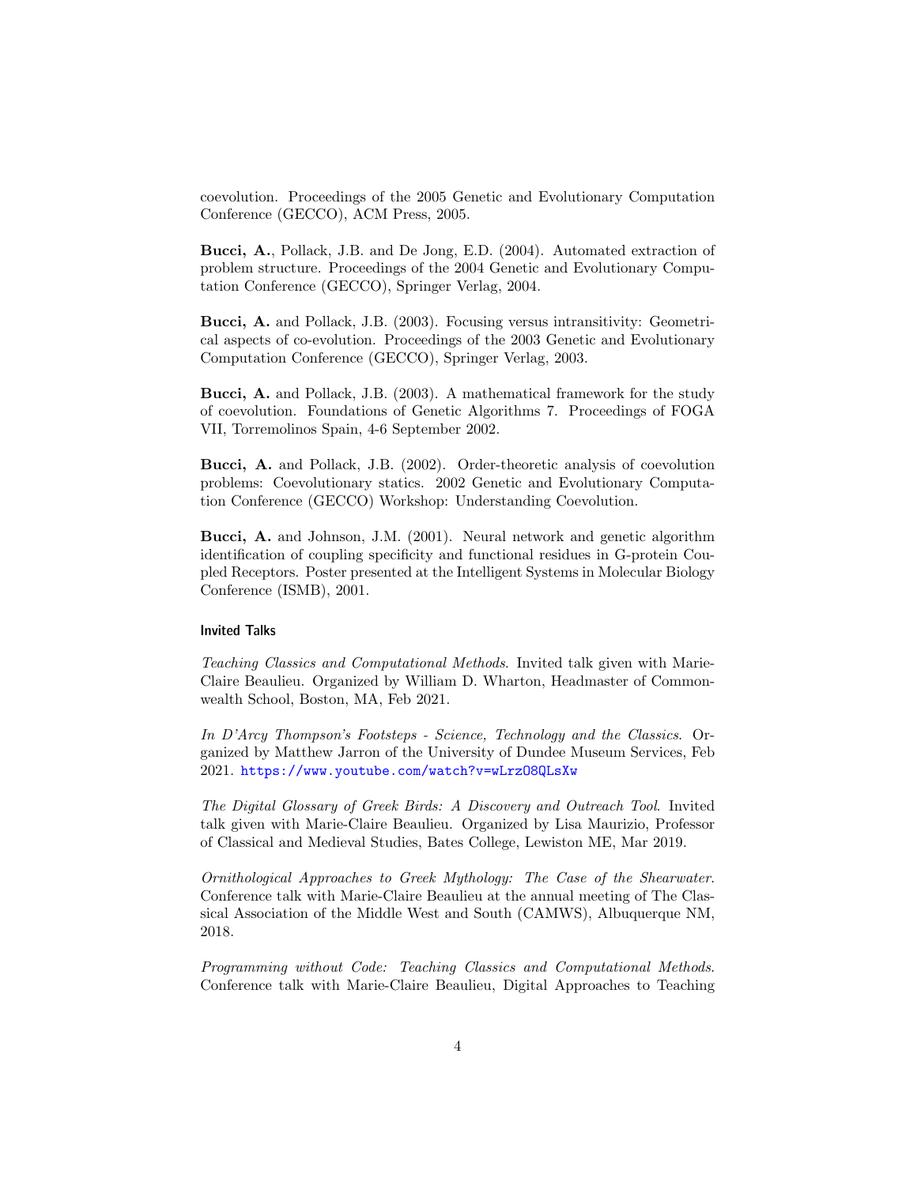coevolution. Proceedings of the 2005 Genetic and Evolutionary Computation Conference (GECCO), ACM Press, 2005.

**Bucci, A.**, Pollack, J.B. and De Jong, E.D. (2004). Automated extraction of problem structure. Proceedings of the 2004 Genetic and Evolutionary Computation Conference (GECCO), Springer Verlag, 2004.

**Bucci, A.** and Pollack, J.B. (2003). Focusing versus intransitivity: Geometrical aspects of co-evolution. Proceedings of the 2003 Genetic and Evolutionary Computation Conference (GECCO), Springer Verlag, 2003.

**Bucci, A.** and Pollack, J.B. (2003). A mathematical framework for the study of coevolution. Foundations of Genetic Algorithms 7. Proceedings of FOGA VII, Torremolinos Spain, 4-6 September 2002.

**Bucci, A.** and Pollack, J.B. (2002). Order-theoretic analysis of coevolution problems: Coevolutionary statics. 2002 Genetic and Evolutionary Computation Conference (GECCO) Workshop: Understanding Coevolution.

**Bucci, A.** and Johnson, J.M. (2001). Neural network and genetic algorithm identification of coupling specificity and functional residues in G-protein Coupled Receptors. Poster presented at the Intelligent Systems in Molecular Biology Conference (ISMB), 2001.

### Invited Talks

*Teaching Classics and Computational Methods*. Invited talk given with Marie-Claire Beaulieu. Organized by William D. Wharton, Headmaster of Commonwealth School, Boston, MA, Feb 2021.

*In D'Arcy Thompson's Footsteps - Science, Technology and the Classics*. Organized by Matthew Jarron of the University of Dundee Museum Services, Feb 2021. https://www.youtube.com/watch?v=wLrzO8QLsXw

*The Digital Glossary of Greek Birds: A Discovery and Outreach Tool*. Invited talk given with Marie-Claire Beaulieu. Organized by Lisa Maurizio, Professor of Classical and Medieval Studies, Bates College, Lewiston ME, Mar 2019.

*Ornithological Approaches to Greek Mythology: The Case of the Shearwater*. Conference talk with Marie-Claire Beaulieu at the annual meeting of The Classical Association of the Middle West and South (CAMWS), Albuquerque NM, 2018.

*Programming without Code: Teaching Classics and Computational Methods*. Conference talk with Marie-Claire Beaulieu, Digital Approaches to Teaching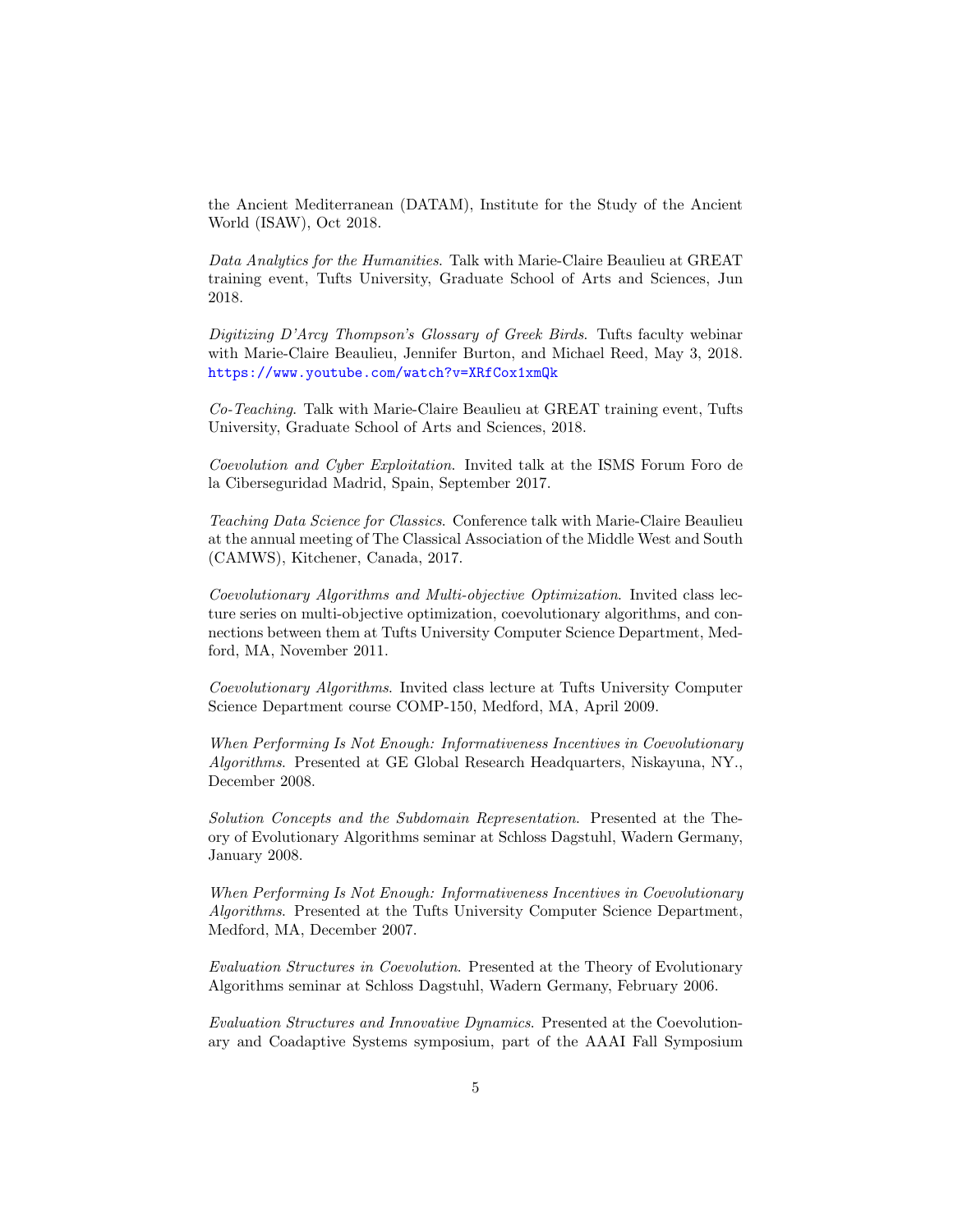the Ancient Mediterranean (DATAM), Institute for the Study of the Ancient World (ISAW), Oct 2018.

*Data Analytics for the Humanities*. Talk with Marie-Claire Beaulieu at GREAT training event, Tufts University, Graduate School of Arts and Sciences, Jun 2018.

*Digitizing D'Arcy Thompson's Glossary of Greek Birds*. Tufts faculty webinar with Marie-Claire Beaulieu, Jennifer Burton, and Michael Reed, May 3, 2018. https://www.youtube.com/watch?v=XRfCox1xmQk

*Co-Teaching*. Talk with Marie-Claire Beaulieu at GREAT training event, Tufts University, Graduate School of Arts and Sciences, 2018.

*Coevolution and Cyber Exploitation*. Invited talk at the ISMS Forum Foro de la Ciberseguridad Madrid, Spain, September 2017.

*Teaching Data Science for Classics*. Conference talk with Marie-Claire Beaulieu at the annual meeting of The Classical Association of the Middle West and South (CAMWS), Kitchener, Canada, 2017.

*Coevolutionary Algorithms and Multi-objective Optimization*. Invited class lecture series on multi-objective optimization, coevolutionary algorithms, and connections between them at Tufts University Computer Science Department, Medford, MA, November 2011.

*Coevolutionary Algorithms*. Invited class lecture at Tufts University Computer Science Department course COMP-150, Medford, MA, April 2009.

*When Performing Is Not Enough: Informativeness Incentives in Coevolutionary Algorithms*. Presented at GE Global Research Headquarters, Niskayuna, NY., December 2008.

*Solution Concepts and the Subdomain Representation*. Presented at the Theory of Evolutionary Algorithms seminar at Schloss Dagstuhl, Wadern Germany, January 2008.

*When Performing Is Not Enough: Informativeness Incentives in Coevolutionary Algorithms*. Presented at the Tufts University Computer Science Department, Medford, MA, December 2007.

*Evaluation Structures in Coevolution*. Presented at the Theory of Evolutionary Algorithms seminar at Schloss Dagstuhl, Wadern Germany, February 2006.

*Evaluation Structures and Innovative Dynamics*. Presented at the Coevolutionary and Coadaptive Systems symposium, part of the AAAI Fall Symposium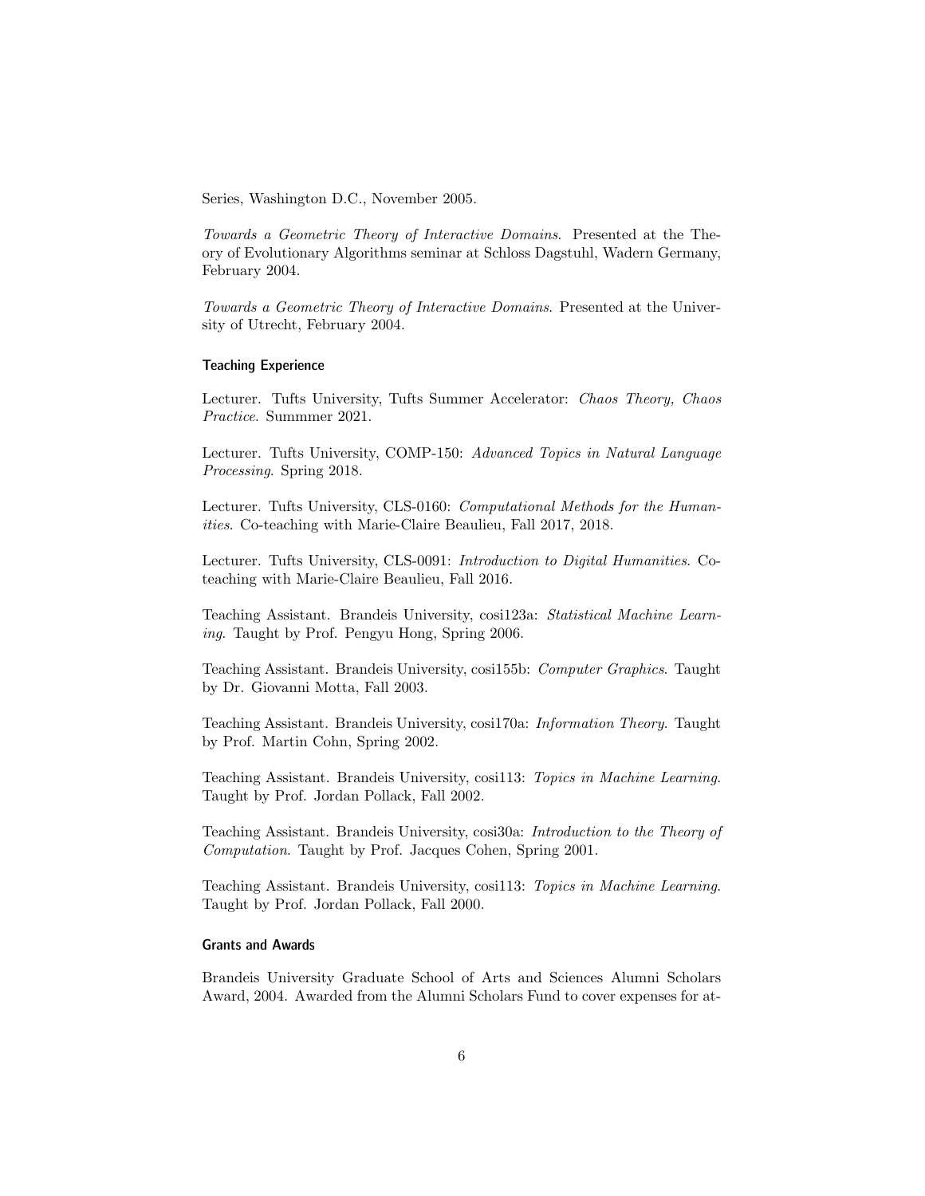Series, Washington D.C., November 2005.

*Towards a Geometric Theory of Interactive Domains*. Presented at the Theory of Evolutionary Algorithms seminar at Schloss Dagstuhl, Wadern Germany, February 2004.

*Towards a Geometric Theory of Interactive Domains*. Presented at the University of Utrecht, February 2004.

### Teaching Experience

Lecturer. Tufts University, Tufts Summer Accelerator: *Chaos Theory, Chaos Practice*. Summmer 2021.

Lecturer. Tufts University, COMP-150: *Advanced Topics in Natural Language Processing*. Spring 2018.

Lecturer. Tufts University, CLS-0160: *Computational Methods for the Humanities*. Co-teaching with Marie-Claire Beaulieu, Fall 2017, 2018.

Lecturer. Tufts University, CLS-0091: *Introduction to Digital Humanities.* Coteaching with Marie-Claire Beaulieu, Fall 2016.

Teaching Assistant. Brandeis University, cosi123a: *Statistical Machine Learning.* Taught by Prof. Pengyu Hong, Spring 2006.

Teaching Assistant. Brandeis University, cosi155b: *Computer Graphics*. Taught by Dr. Giovanni Motta, Fall 2003.

Teaching Assistant. Brandeis University, cosi170a: *Information Theory*. Taught by Prof. Martin Cohn, Spring 2002.

Teaching Assistant. Brandeis University, cosi113: *Topics in Machine Learning*. Taught by Prof. Jordan Pollack, Fall 2002.

Teaching Assistant. Brandeis University, cosi30a: *Introduction to the Theory of Computation*. Taught by Prof. Jacques Cohen, Spring 2001.

Teaching Assistant. Brandeis University, cosi113: *Topics in Machine Learning*. Taught by Prof. Jordan Pollack, Fall 2000.

### Grants and Awards

Brandeis University Graduate School of Arts and Sciences Alumni Scholars Award, 2004. Awarded from the Alumni Scholars Fund to cover expenses for at-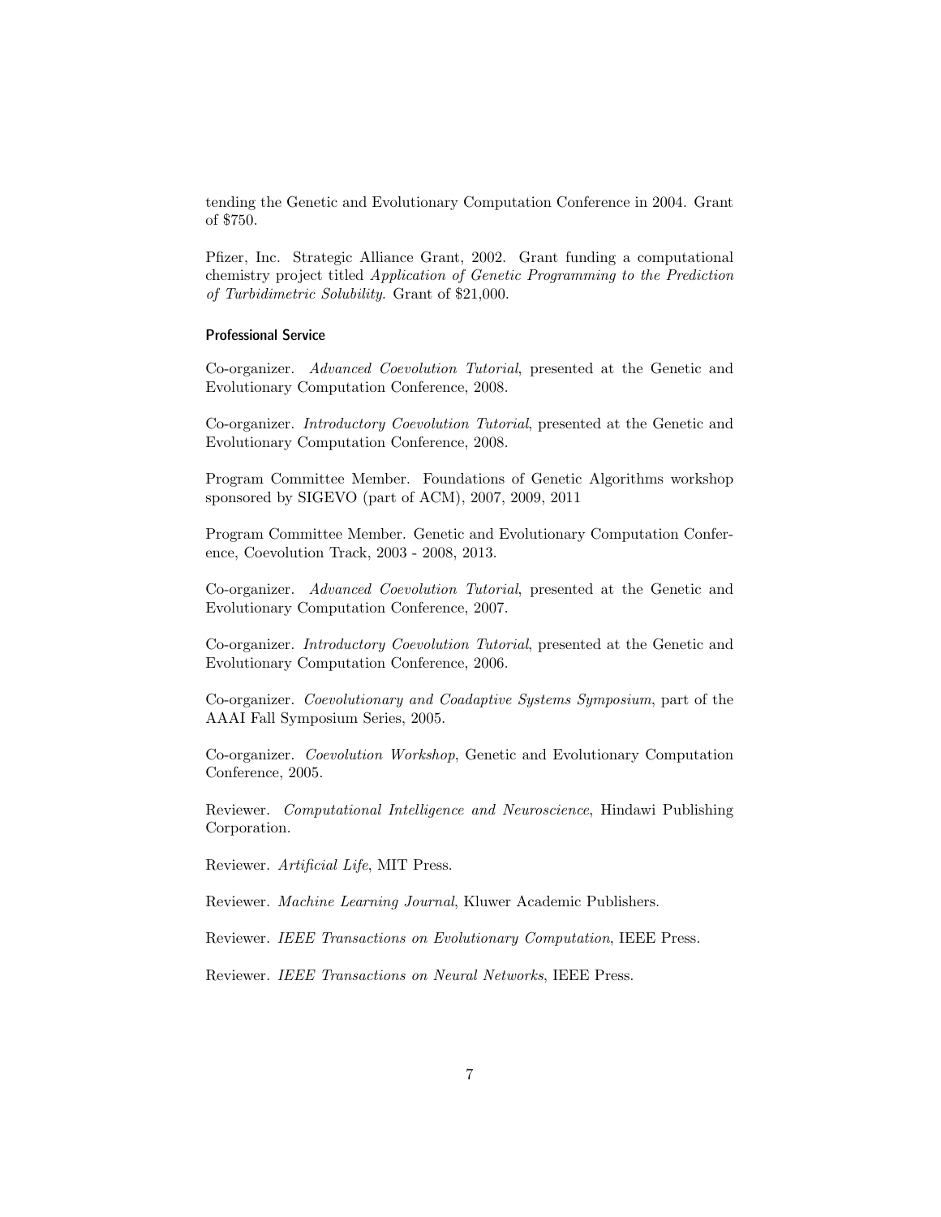tending the Genetic and Evolutionary Computation Conference in 2004. Grant of $750.

Pfizer, Inc. Strategic Alliance Grant, 2002. Grant funding a computational chemistry project titled *Application of Genetic Programming to the Prediction of Turbidimetric Solubility*. Grant of $21,000.

### Professional Service

Co-organizer. *Advanced Coevolution Tutorial*, presented at the Genetic and Evolutionary Computation Conference, 2008.

Co-organizer. *Introductory Coevolution Tutorial*, presented at the Genetic and Evolutionary Computation Conference, 2008.

Program Committee Member. Foundations of Genetic Algorithms workshop sponsored by SIGEVO (part of ACM), 2007, 2009, 2011

Program Committee Member. Genetic and Evolutionary Computation Conference, Coevolution Track, 2003 - 2008, 2013.

Co-organizer. *Advanced Coevolution Tutorial*, presented at the Genetic and Evolutionary Computation Conference, 2007.

Co-organizer. *Introductory Coevolution Tutorial*, presented at the Genetic and Evolutionary Computation Conference, 2006.

Co-organizer. *Coevolutionary and Coadaptive Systems Symposium*, part of the AAAI Fall Symposium Series, 2005.

Co-organizer. *Coevolution Workshop*, Genetic and Evolutionary Computation Conference, 2005.

Reviewer. *Computational Intelligence and Neuroscience*, Hindawi Publishing Corporation.

Reviewer. *Artificial Life*, MIT Press.

Reviewer. *Machine Learning Journal*, Kluwer Academic Publishers.

Reviewer. *IEEE Transactions on Evolutionary Computation*, IEEE Press.

Reviewer. *IEEE Transactions on Neural Networks*, IEEE Press.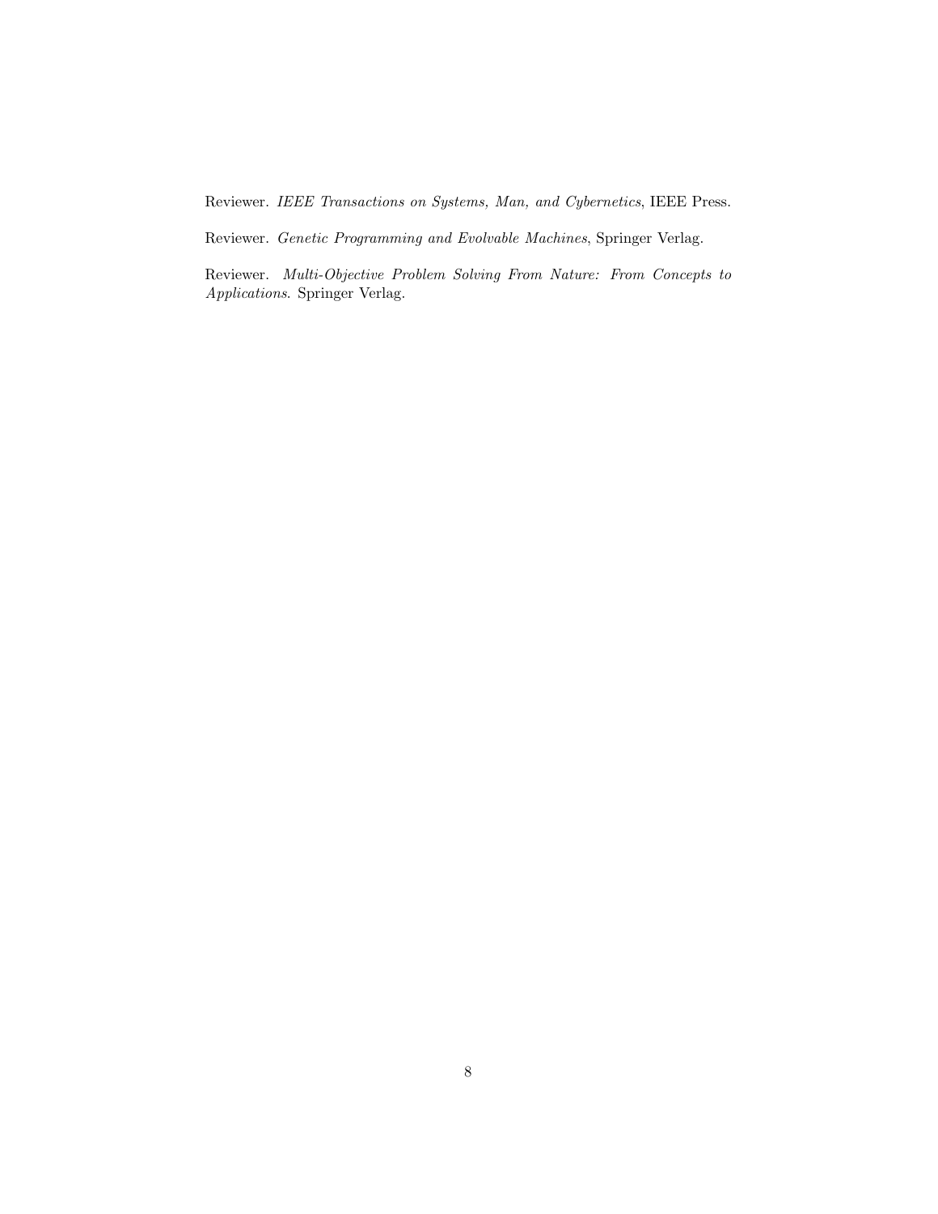Reviewer. *IEEE Transactions on Systems, Man, and Cybernetics*, IEEE Press.

Reviewer. *Genetic Programming and Evolvable Machines*, Springer Verlag.

Reviewer. *Multi-Objective Problem Solving From Nature: From Concepts to Applications*. Springer Verlag.